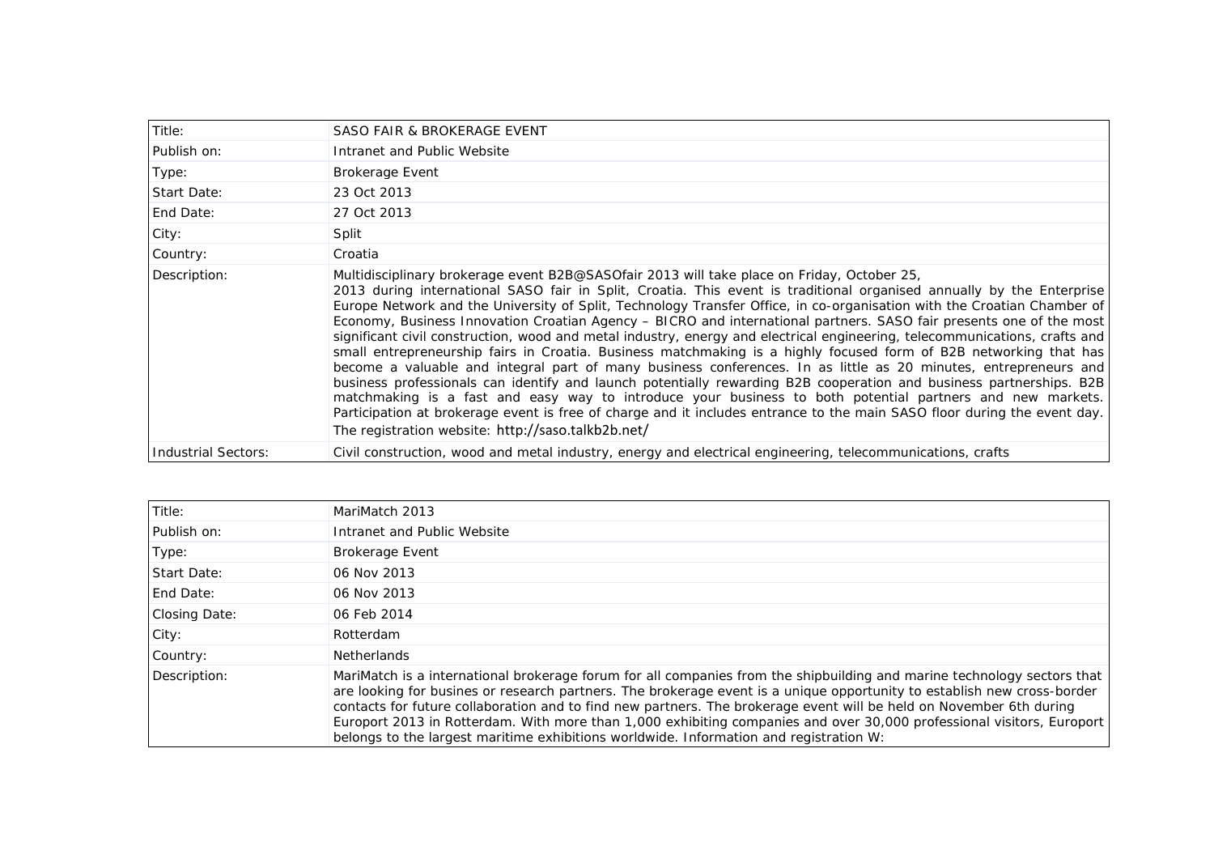| Title: | SASO FAIR & BROKERAGE EVENT |
|---|---|
| Publish on: | Intranet and Public Website |
| Type: | Brokerage Event |
| Start Date: | 23 Oct 2013 |
| End Date: | 27 Oct 2013 |
| City: | Split |
| Country: | Croatia |
| Description: | Multidisciplinary brokerage event B2B@SASOfair 2013 will take place on Friday, October 25, 2013 during international SASO fair in Split, Croatia. This event is traditional organised annually by the Enterprise Europe Network and the University of Split, Technology Transfer Office, in co-organisation with the Croatian Chamber of Economy, Business Innovation Croatian Agency – BICRO and international partners. SASO fair presents one of the most significant civil construction, wood and metal industry, energy and electrical engineering, telecommunications, crafts and small entrepreneurship fairs in Croatia. Business matchmaking is a highly focused form of B2B networking that has become a valuable and integral part of many business conferences. In as little as 20 minutes, entrepreneurs and business professionals can identify and launch potentially rewarding B2B cooperation and business partnerships. B2B matchmaking is a fast and easy way to introduce your business to both potential partners and new markets. Participation at brokerage event is free of charge and it includes entrance to the main SASO floor during the event day. The registration website: http://saso.talkb2b.net/ |
| Industrial Sectors: | Civil construction, wood and metal industry, energy and electrical engineering, telecommunications, crafts |

| Title: | MariMatch 2013 |
|---|---|
| Publish on: | Intranet and Public Website |
| Type: | Brokerage Event |
| Start Date: | 06 Nov 2013 |
| End Date: | 06 Nov 2013 |
| Closing Date: | 06 Feb 2014 |
| City: | Rotterdam |
| Country: | Netherlands |
| Description: | MariMatch is a international brokerage forum for all companies from the shipbuilding and marine technology sectors that are looking for busines or research partners. The brokerage event is a unique opportunity to establish new cross-border contacts for future collaboration and to find new partners. The brokerage event will be held on November 6th during Europort 2013 in Rotterdam. With more than 1,000 exhibiting companies and over 30,000 professional visitors, Europort belongs to the largest maritime exhibitions worldwide. Information and registration W: |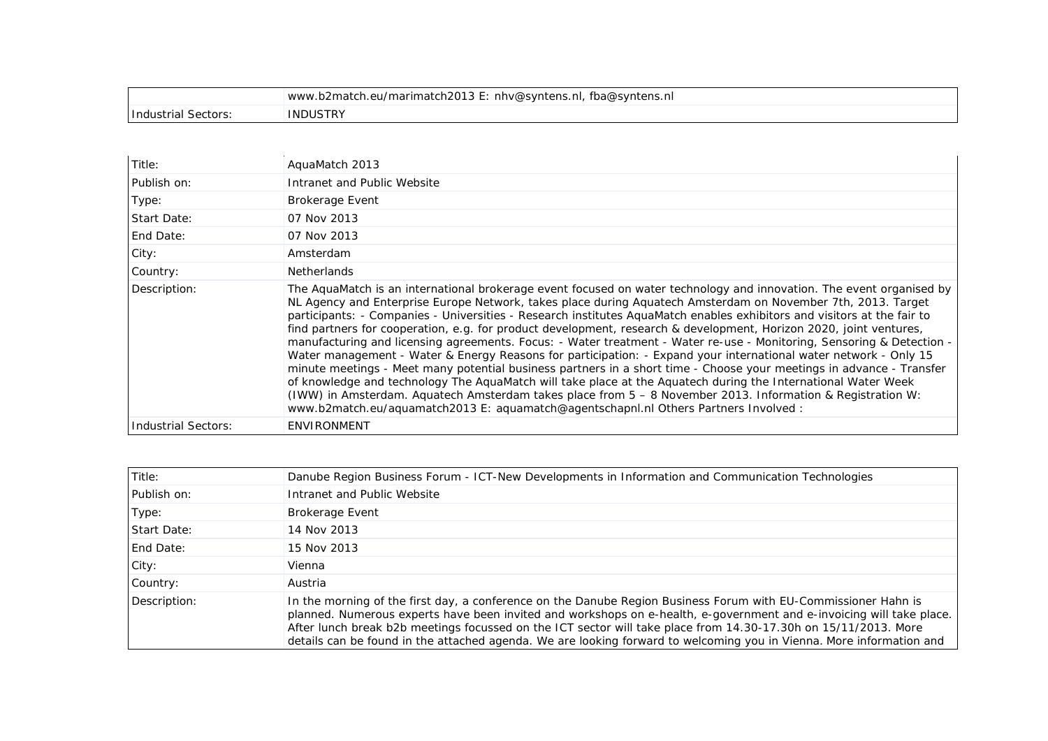| | |
|---|---|
| | www.b2match.eu/marimatch2013 E: nhv@syntens.nl, fba@syntens.nl |
| Industrial Sectors: | INDUSTRY |

| | |
|---|---|
| Title: | AquaMatch 2013 |
| Publish on: | Intranet and Public Website |
| Type: | Brokerage Event |
| Start Date: | 07 Nov 2013 |
| End Date: | 07 Nov 2013 |
| City: | Amsterdam |
| Country: | Netherlands |
| Description: | The AquaMatch is an international brokerage event focused on water technology and innovation. The event organised by NL Agency and Enterprise Europe Network, takes place during Aquatech Amsterdam on November 7th, 2013. Target participants: - Companies - Universities - Research institutes AquaMatch enables exhibitors and visitors at the fair to find partners for cooperation, e.g. for product development, research & development, Horizon 2020, joint ventures, manufacturing and licensing agreements. Focus: - Water treatment - Water re-use - Monitoring, Sensoring & Detection - Water management - Water & Energy Reasons for participation: - Expand your international water network - Only 15 minute meetings - Meet many potential business partners in a short time - Choose your meetings in advance - Transfer of knowledge and technology The AquaMatch will take place at the Aquatech during the International Water Week (IWW) in Amsterdam. Aquatech Amsterdam takes place from 5 – 8 November 2013. Information & Registration W: www.b2match.eu/aquamatch2013 E: aquamatch@agentschapnl.nl Others Partners Involved : |
| Industrial Sectors: | ENVIRONMENT |

| | |
|---|---|
| Title: | Danube Region Business Forum - ICT-New Developments in Information and Communication Technologies |
| Publish on: | Intranet and Public Website |
| Type: | Brokerage Event |
| Start Date: | 14 Nov 2013 |
| End Date: | 15 Nov 2013 |
| City: | Vienna |
| Country: | Austria |
| Description: | In the morning of the first day, a conference on the Danube Region Business Forum with EU-Commissioner Hahn is planned. Numerous experts have been invited and workshops on e-health, e-government and e-invoicing will take place. After lunch break b2b meetings focussed on the ICT sector will take place from 14.30-17.30h on 15/11/2013. More details can be found in the attached agenda. We are looking forward to welcoming you in Vienna. More information and |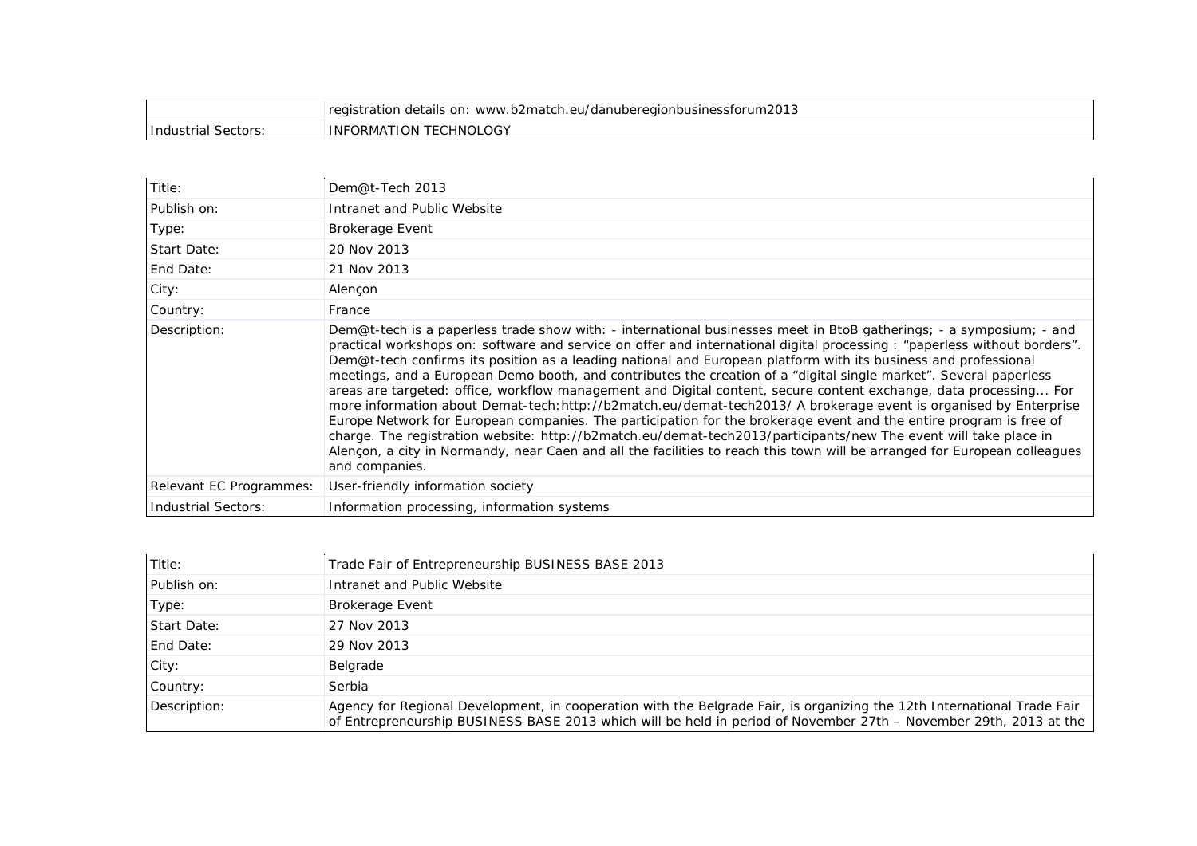|  |  |
|---|---|
|  | registration details on: www.b2match.eu/danuberegionbusinessforum2013 |
| Industrial Sectors: | INFORMATION TECHNOLOGY |

|  |  |
|---|---|
| Title: | Dem@t-Tech 2013 |
| Publish on: | Intranet and Public Website |
| Type: | Brokerage Event |
| Start Date: | 20 Nov 2013 |
| End Date: | 21 Nov 2013 |
| City: | Alençon |
| Country: | France |
| Description: | Dem@t-tech is a paperless trade show with: - international businesses meet in BtoB gatherings; - a symposium; - and practical workshops on: software and service on offer and international digital processing : "paperless without borders". Dem@t-tech confirms its position as a leading national and European platform with its business and professional meetings, and a European Demo booth, and contributes the creation of a "digital single market". Several paperless areas are targeted: office, workflow management and Digital content, secure content exchange, data processing... For more information about Demat-tech:http://b2match.eu/demat-tech2013/ A brokerage event is organised by Enterprise Europe Network for European companies. The participation for the brokerage event and the entire program is free of charge. The registration website: http://b2match.eu/demat-tech2013/participants/new The event will take place in Alençon, a city in Normandy, near Caen and all the facilities to reach this town will be arranged for European colleagues and companies. |
| Relevant EC Programmes: | User-friendly information society |
| Industrial Sectors: | Information processing, information systems |

|  |  |
|---|---|
| Title: | Trade Fair of Entrepreneurship BUSINESS BASE 2013 |
| Publish on: | Intranet and Public Website |
| Type: | Brokerage Event |
| Start Date: | 27 Nov 2013 |
| End Date: | 29 Nov 2013 |
| City: | Belgrade |
| Country: | Serbia |
| Description: | Agency for Regional Development, in cooperation with the Belgrade Fair, is organizing the 12th International Trade Fair of Entrepreneurship BUSINESS BASE 2013 which will be held in period of November 27th – November 29th, 2013 at the |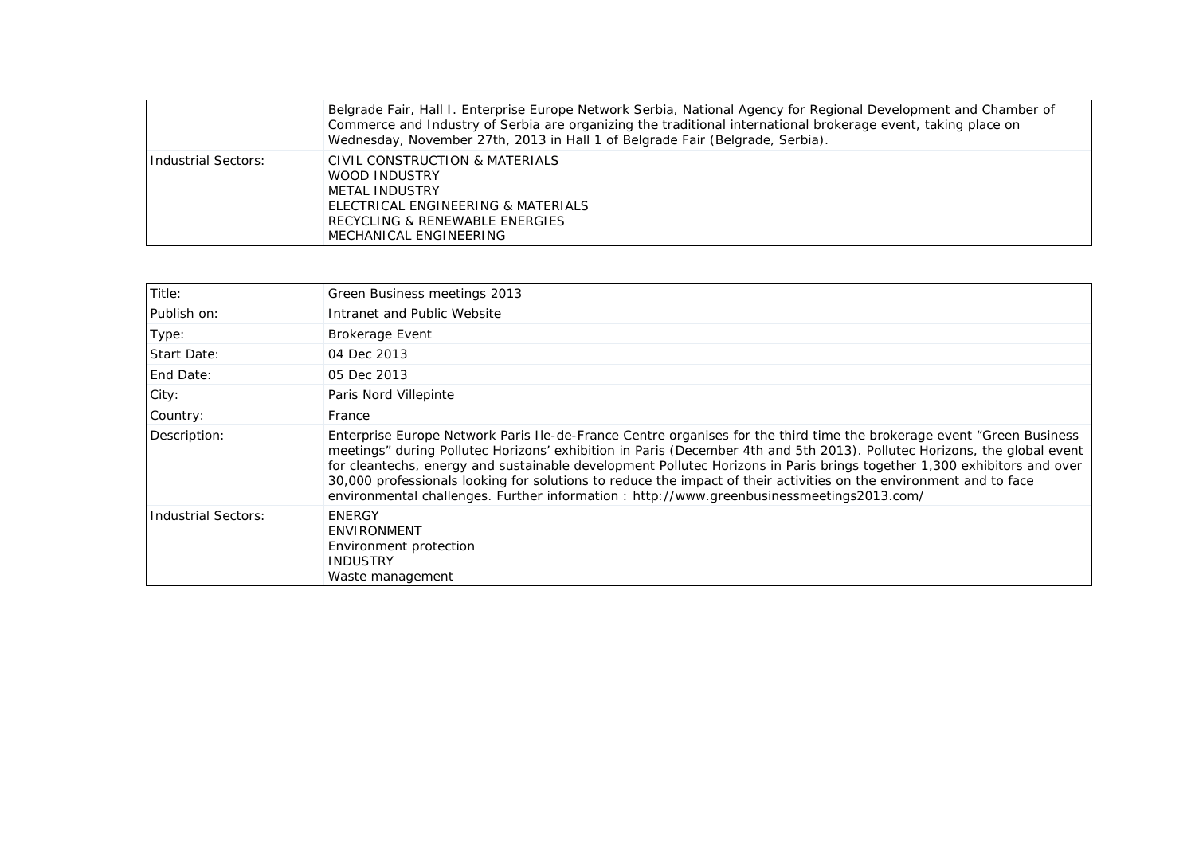| | |
|---|---|
| | Belgrade Fair, Hall I. Enterprise Europe Network Serbia, National Agency for Regional Development and Chamber of Commerce and Industry of Serbia are organizing the traditional international brokerage event, taking place on Wednesday, November 27th, 2013 in Hall 1 of Belgrade Fair (Belgrade, Serbia). |
| Industrial Sectors: | CIVIL CONSTRUCTION & MATERIALS<br>WOOD INDUSTRY<br>METAL INDUSTRY<br>ELECTRICAL ENGINEERING & MATERIALS<br>RECYCLING & RENEWABLE ENERGIES<br>MECHANICAL ENGINEERING |

| | |
|---|---|
| Title: | Green Business meetings 2013 |
| Publish on: | Intranet and Public Website |
| Type: | Brokerage Event |
| Start Date: | 04 Dec 2013 |
| End Date: | 05 Dec 2013 |
| City: | Paris Nord Villepinte |
| Country: | France |
| Description: | Enterprise Europe Network Paris Ile-de-France Centre organises for the third time the brokerage event "Green Business meetings" during Pollutec Horizons' exhibition in Paris (December 4th and 5th 2013). Pollutec Horizons, the global event for cleantechs, energy and sustainable development Pollutec Horizons in Paris brings together 1,300 exhibitors and over 30,000 professionals looking for solutions to reduce the impact of their activities on the environment and to face environmental challenges. Further information : http://www.greenbusinessmeetings2013.com/ |
| Industrial Sectors: | ENERGY<br>ENVIRONMENT<br>Environment protection<br>INDUSTRY<br>Waste management |